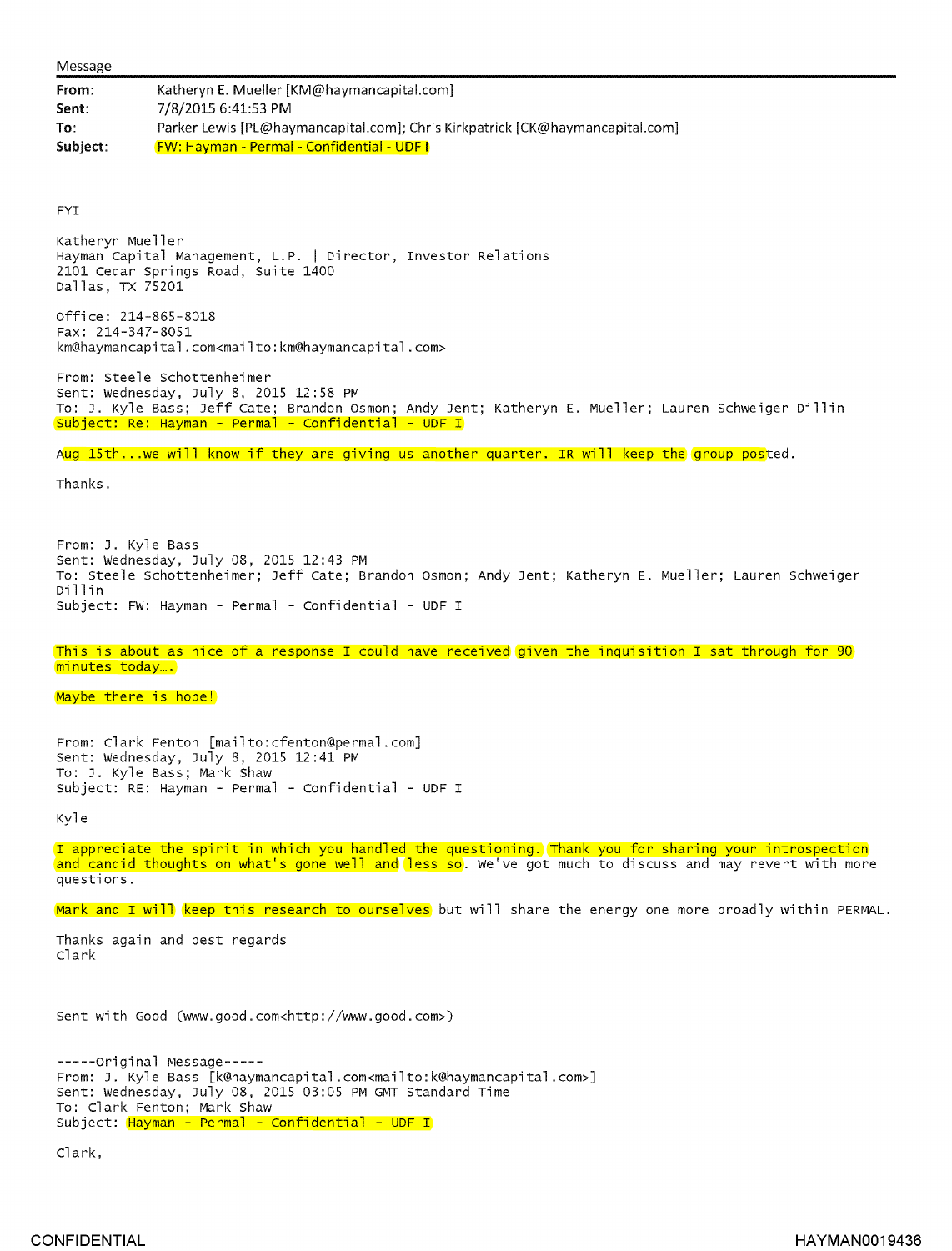Message

**From:** Katheryn E. Mueller [KM@haymancapital.com]
**Sent:** 7/8/2015 6:41:53 PM
**To:** Parker Lewis [PL@haymancapital.com]; Chris Kirkpatrick [CK@haymancapital.com]
**Subject:** FW: Hayman - Permal - Confidential - UDF I

FYI

Katheryn Mueller
Hayman Capital Management, L.P. | Director, Investor Relations
2101 Cedar Springs Road, Suite 1400
Dallas, TX 75201

Office: 214-865-8018
Fax: 214-347-8051
km@haymancapital.com<mailto:km@haymancapital.com>

From: Steele Schottenheimer
Sent: Wednesday, July 8, 2015 12:58 PM
To: J. Kyle Bass; Jeff Cate; Brandon Osmon; Andy Jent; Katheryn E. Mueller; Lauren Schweiger Dillin
Subject: Re: Hayman - Permal - Confidential - UDF I

Aug 15th...we will know if they are giving us another quarter. IR will keep the group posted.

Thanks.

From: J. Kyle Bass
Sent: Wednesday, July 08, 2015 12:43 PM
To: Steele Schottenheimer; Jeff Cate; Brandon Osmon; Andy Jent; Katheryn E. Mueller; Lauren Schweiger Dillin
Subject: FW: Hayman - Permal - Confidential - UDF I

This is about as nice of a response I could have received given the inquisition I sat through for 90 minutes today….

Maybe there is hope!

From: Clark Fenton [mailto:cfenton@permal.com]
Sent: Wednesday, July 8, 2015 12:41 PM
To: J. Kyle Bass; Mark Shaw
Subject: RE: Hayman - Permal - Confidential - UDF I

Kyle

I appreciate the spirit in which you handled the questioning. Thank you for sharing your introspection and candid thoughts on what's gone well and less so. We've got much to discuss and may revert with more questions.

Mark and I will keep this research to ourselves but will share the energy one more broadly within PERMAL.

Thanks again and best regards
Clark

Sent with Good (www.good.com<http://www.good.com>)

-----Original Message-----
From: J. Kyle Bass [k@haymancapital.com<mailto:k@haymancapital.com>]
Sent: Wednesday, July 08, 2015 03:05 PM GMT Standard Time
To: Clark Fenton; Mark Shaw
Subject: Hayman - Permal - Confidential - UDF I

Clark,

CONFIDENTIAL HAYMAN0019436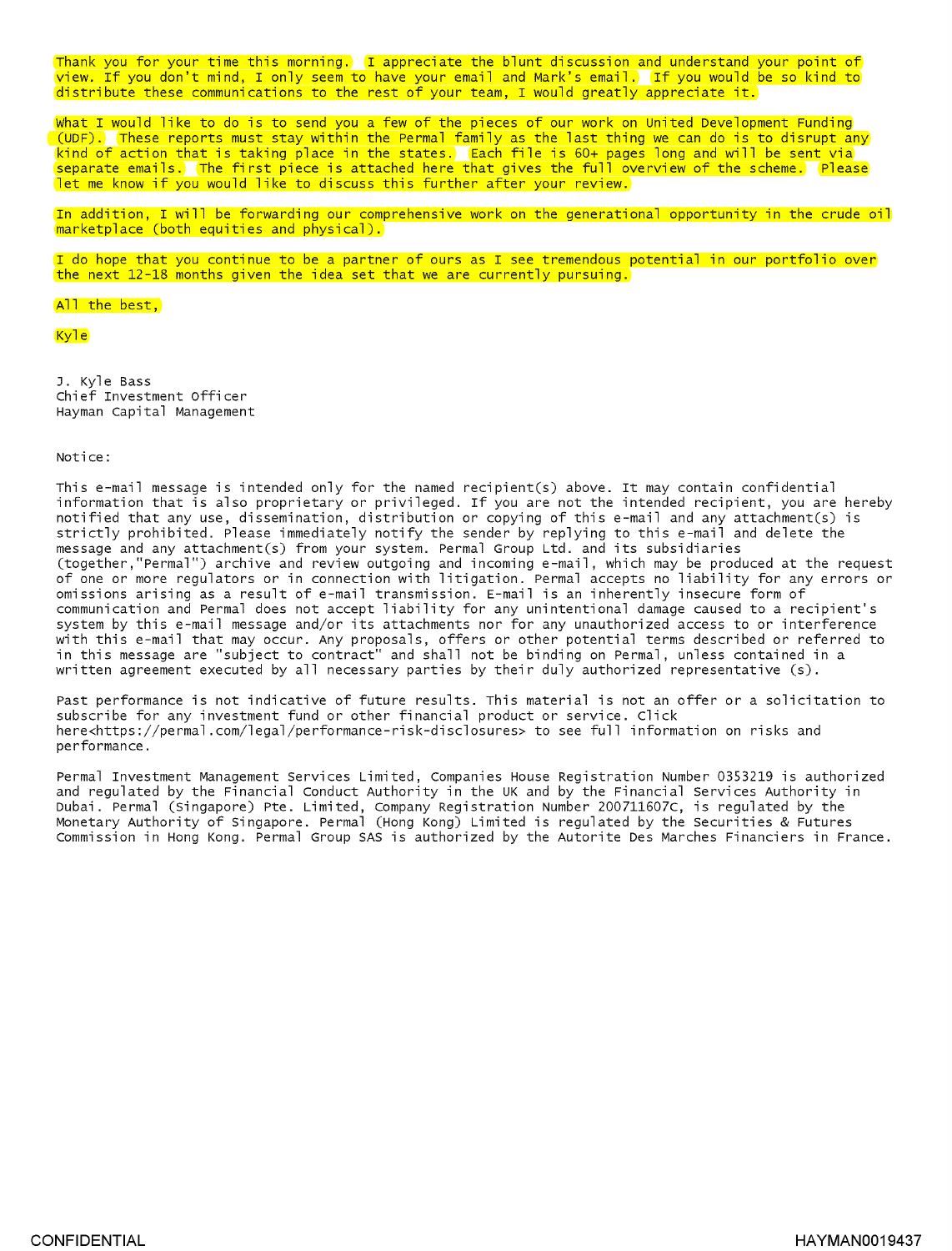Thank you for your time this morning. I appreciate the blunt discussion and understand your point of view. If you don't mind, I only seem to have your email and Mark's email. If you would be so kind to distribute these communications to the rest of your team, I would greatly appreciate it.

What I would like to do is to send you a few of the pieces of our work on United Development Funding (UDF). These reports must stay within the Permal family as the last thing we can do is to disrupt any kind of action that is taking place in the states. Each file is 60+ pages long and will be sent via separate emails. The first piece is attached here that gives the full overview of the scheme. Please let me know if you would like to discuss this further after your review.

In addition, I will be forwarding our comprehensive work on the generational opportunity in the crude oil marketplace (both equities and physical).

I do hope that you continue to be a partner of ours as I see tremendous potential in our portfolio over the next 12-18 months given the idea set that we are currently pursuing.

All the best,

Kyle

J. Kyle Bass
Chief Investment Officer
Hayman Capital Management

Notice:

This e-mail message is intended only for the named recipient(s) above. It may contain confidential information that is also proprietary or privileged. If you are not the intended recipient, you are hereby notified that any use, dissemination, distribution or copying of this e-mail and any attachment(s) is strictly prohibited. Please immediately notify the sender by replying to this e-mail and delete the message and any attachment(s) from your system. Permal Group Ltd. and its subsidiaries (together,"Permal") archive and review outgoing and incoming e-mail, which may be produced at the request of one or more regulators or in connection with litigation. Permal accepts no liability for any errors or omissions arising as a result of e-mail transmission. E-mail is an inherently insecure form of communication and Permal does not accept liability for any unintentional damage caused to a recipient's system by this e-mail message and/or its attachments nor for any unauthorized access to or interference with this e-mail that may occur. Any proposals, offers or other potential terms described or referred to in this message are "subject to contract" and shall not be binding on Permal, unless contained in a written agreement executed by all necessary parties by their duly authorized representative (s).

Past performance is not indicative of future results. This material is not an offer or a solicitation to subscribe for any investment fund or other financial product or service. Click here<https://permal.com/legal/performance-risk-disclosures> to see full information on risks and performance.

Permal Investment Management Services Limited, Companies House Registration Number 0353219 is authorized and regulated by the Financial Conduct Authority in the UK and by the Financial Services Authority in Dubai. Permal (Singapore) Pte. Limited, Company Registration Number 200711607C, is regulated by the Monetary Authority of Singapore. Permal (Hong Kong) Limited is regulated by the Securities & Futures Commission in Hong Kong. Permal Group SAS is authorized by the Autorite Des Marches Financiers in France.

CONFIDENTIAL HAYMAN0019437